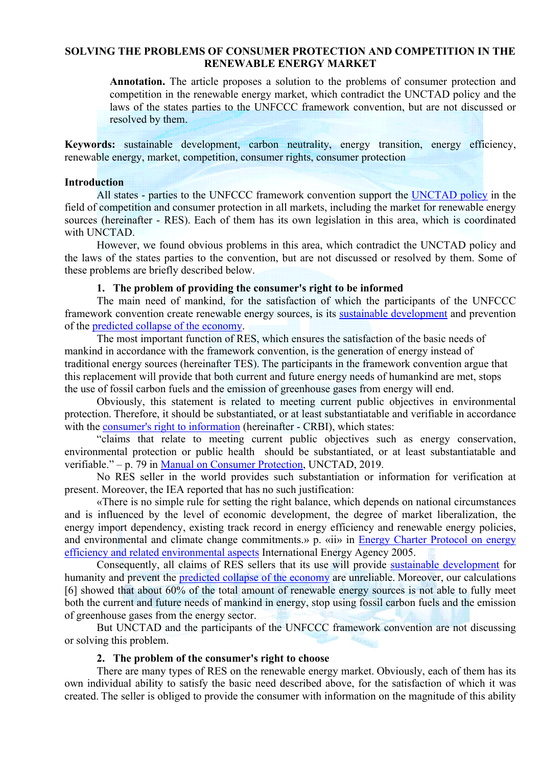# SOLVING THE PROBLEMS OF CONSUMER PROTECTION AND COMPETITION IN THE RENEWABLE ENERGY MARKET

**Annotation.** The article proposes a solution to the problems of consumer protection and competition in the renewable energy market, which contradict the UNCTAD policy and the laws of the states parties to the UNFCCC framework convention, but are not discussed or resolved by them.

**Keywords:** sustainable development, carbon neutrality, energy transition, energy efficiency, renewable energy, market, competition, consumer rights, consumer protection

## Introduction

All states - parties to the UNFCCC framework convention support the UNCTAD policy in the field of competition and consumer protection in all markets, including the market for renewable energy sources (hereinafter - RES). Each of them has its own legislation in this area, which is coordinated with UNCTAD.

However, we found obvious problems in this area, which contradict the UNCTAD policy and the laws of the states parties to the convention, but are not discussed or resolved by them. Some of these problems are briefly described below.

### 1. The problem of providing the consumer's right to be informed

The main need of mankind, for the satisfaction of which the participants of the UNFCCC framework convention create renewable energy sources, is its sustainable development and prevention of the predicted collapse of the economy.

The most important function of RES, which ensures the satisfaction of the basic needs of mankind in accordance with the framework convention, is the generation of energy instead of traditional energy sources (hereinafter TES). The participants in the framework convention argue that this replacement will provide that both current and future energy needs of humankind are met, stops the use of fossil carbon fuels and the emission of greenhouse gases from energy will end.

Obviously, this statement is related to meeting current public objectives in environmental protection. Therefore, it should be substantiated, or at least substantiatable and verifiable in accordance with the consumer's right to information (hereinafter - CRBI), which states:

“claims that relate to meeting current public objectives such as energy conservation, environmental protection or public health should be substantiated, or at least substantiatable and verifiable.” – p. 79 in Manual on Consumer Protection, UNCTAD, 2019.

No RES seller in the world provides such substantiation or information for verification at present. Moreover, the IEA reported that has no such justification:

«There is no simple rule for setting the right balance, which depends on national circumstances and is influenced by the level of economic development, the degree of market liberalization, the energy import dependency, existing track record in energy efficiency and renewable energy policies, and environmental and climate change commitments.» p. «ii» in Energy Charter Protocol on energy efficiency and related environmental aspects International Energy Agency 2005.

Consequently, all claims of RES sellers that its use will provide sustainable development for humanity and prevent the predicted collapse of the economy are unreliable. Moreover, our calculations [6] showed that about 60% of the total amount of renewable energy sources is not able to fully meet both the current and future needs of mankind in energy, stop using fossil carbon fuels and the emission of greenhouse gases from the energy sector.

But UNCTAD and the participants of the UNFCCC framework convention are not discussing or solving this problem.

### 2. The problem of the consumer's right to choose

There are many types of RES on the renewable energy market. Obviously, each of them has its own individual ability to satisfy the basic need described above, for the satisfaction of which it was created. The seller is obliged to provide the consumer with information on the magnitude of this ability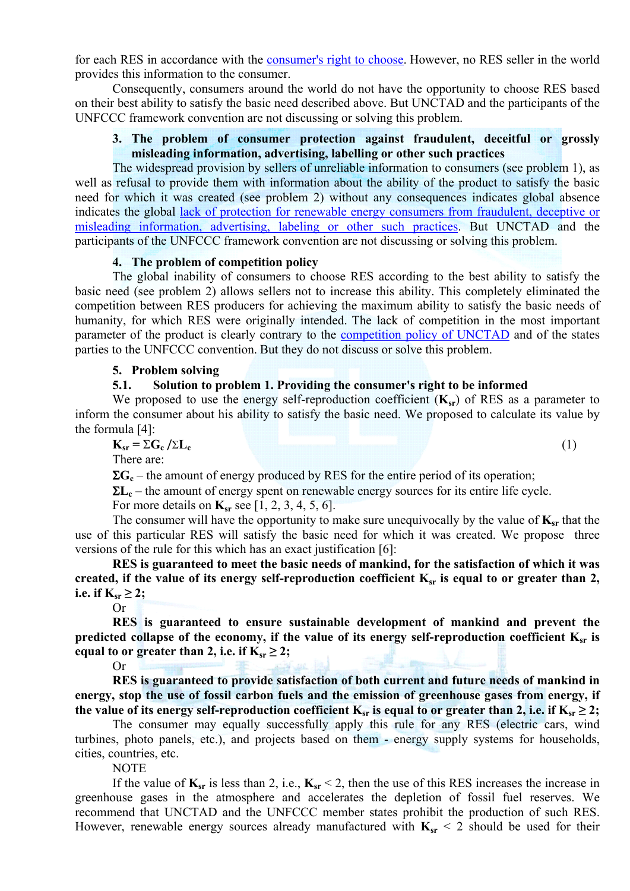for each RES in accordance with the consumer's right to choose. However, no RES seller in the world provides this information to the consumer.

Consequently, consumers around the world do not have the opportunity to choose RES based on their best ability to satisfy the basic need described above. But UNCTAD and the participants of the UNFCCC framework convention are not discussing or solving this problem.

### 3. The problem of consumer protection against fraudulent, deceitful or grossly misleading information, advertising, labelling or other such practices

The widespread provision by sellers of unreliable information to consumers (see problem 1), as well as refusal to provide them with information about the ability of the product to satisfy the basic need for which it was created (see problem 2) without any consequences indicates global absence indicates the global lack of protection for renewable energy consumers from fraudulent, deceptive or misleading information, advertising, labeling or other such practices. But UNCTAD and the participants of the UNFCCC framework convention are not discussing or solving this problem.

### 4. The problem of competition policy

The global inability of consumers to choose RES according to the best ability to satisfy the basic need (see problem 2) allows sellers not to increase this ability. This completely eliminated the competition between RES producers for achieving the maximum ability to satisfy the basic needs of humanity, for which RES were originally intended. The lack of competition in the most important parameter of the product is clearly contrary to the competition policy of UNCTAD and of the states parties to the UNFCCC convention. But they do not discuss or solve this problem.

### 5. Problem solving

#### 5.1. Solution to problem 1. Providing the consumer's right to be informed

We proposed to use the energy self-reproduction coefficient (**$K_{sr}$**) of RES as a parameter to inform the consumer about his ability to satisfy the basic need. We proposed to calculate its value by the formula [4]:

$$K_{sr} = \Sigma G_c / \Sigma L_c \qquad (1)$$

There are:

**$\Sigma G_c$** – the amount of energy produced by RES for the entire period of its operation;

**$\Sigma L_c$** – the amount of energy spent on renewable energy sources for its entire life cycle.

For more details on **$K_{sr}$** see [1, 2, 3, 4, 5, 6].

The consumer will have the opportunity to make sure unequivocally by the value of **$K_{sr}$** that the use of this particular RES will satisfy the basic need for which it was created. We propose three versions of the rule for this which has an exact justification [6]:

**RES is guaranteed to meet the basic needs of mankind, for the satisfaction of which it was created, if the value of its energy self-reproduction coefficient $K_{sr}$ is equal to or greater than 2, i.e. if $K_{sr} \geq 2$;**

Or

**RES is guaranteed to ensure sustainable development of mankind and prevent the predicted collapse of the economy, if the value of its energy self-reproduction coefficient $K_{sr}$ is equal to or greater than 2, i.e. if $K_{sr} \geq 2$;**

Or

**RES is guaranteed to provide satisfaction of both current and future needs of mankind in energy, stop the use of fossil carbon fuels and the emission of greenhouse gases from energy, if the value of its energy self-reproduction coefficient $K_{sr}$ is equal to or greater than 2, i.e. if $K_{sr} \geq 2$;**

The consumer may equally successfully apply this rule for any RES (electric cars, wind turbines, photo panels, etc.), and projects based on them - energy supply systems for households, cities, countries, etc.

NOTE

If the value of **$K_{sr}$** is less than 2, i.e., **$K_{sr}$** < 2, then the use of this RES increases the increase in greenhouse gases in the atmosphere and accelerates the depletion of fossil fuel reserves. We recommend that UNCTAD and the UNFCCC member states prohibit the production of such RES. However, renewable energy sources already manufactured with **$K_{sr}$** < 2 should be used for their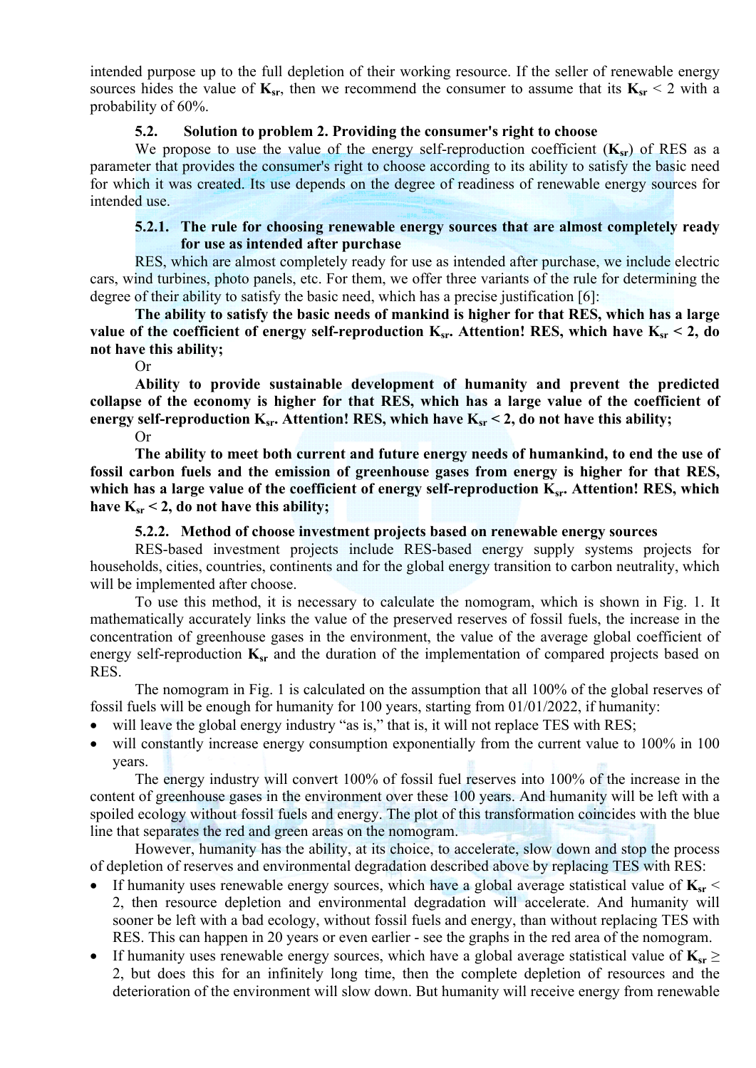intended purpose up to the full depletion of their working resource. If the seller of renewable energy sources hides the value of $\mathbf{K_{sr}}$, then we recommend the consumer to assume that its $\mathbf{K_{sr}} < 2$ with a probability of 60%.

### 5.2. Solution to problem 2. Providing the consumer's right to choose

We propose to use the value of the energy self-reproduction coefficient ($\mathbf{K_{sr}}$) of RES as a parameter that provides the consumer's right to choose according to its ability to satisfy the basic need for which it was created. Its use depends on the degree of readiness of renewable energy sources for intended use.

#### 5.2.1. The rule for choosing renewable energy sources that are almost completely ready for use as intended after purchase

RES, which are almost completely ready for use as intended after purchase, we include electric cars, wind turbines, photo panels, etc. For them, we offer three variants of the rule for determining the degree of their ability to satisfy the basic need, which has a precise justification [6]:

**The ability to satisfy the basic needs of mankind is higher for that RES, which has a large value of the coefficient of energy self-reproduction $\mathbf{K_{sr}}$. Attention! RES, which have $\mathbf{K_{sr} < 2}$, do not have this ability;**

Or

**Ability to provide sustainable development of humanity and prevent the predicted collapse of the economy is higher for that RES, which has a large value of the coefficient of energy self-reproduction $\mathbf{K_{sr}}$. Attention! RES, which have $\mathbf{K_{sr} < 2}$, do not have this ability;**

Or

**The ability to meet both current and future energy needs of humankind, to end the use of fossil carbon fuels and the emission of greenhouse gases from energy is higher for that RES, which has a large value of the coefficient of energy self-reproduction $\mathbf{K_{sr}}$. Attention! RES, which have $\mathbf{K_{sr} < 2}$, do not have this ability;**

#### 5.2.2. Method of choose investment projects based on renewable energy sources

RES-based investment projects include RES-based energy supply systems projects for households, cities, countries, continents and for the global energy transition to carbon neutrality, which will be implemented after choose.

To use this method, it is necessary to calculate the nomogram, which is shown in Fig. 1. It mathematically accurately links the value of the preserved reserves of fossil fuels, the increase in the concentration of greenhouse gases in the environment, the value of the average global coefficient of energy self-reproduction $\mathbf{K_{sr}}$ and the duration of the implementation of compared projects based on RES.

The nomogram in Fig. 1 is calculated on the assumption that all 100% of the global reserves of fossil fuels will be enough for humanity for 100 years, starting from 01/01/2022, if humanity:

- will leave the global energy industry "as is," that is, it will not replace TES with RES;
- will constantly increase energy consumption exponentially from the current value to 100% in 100 years.

The energy industry will convert 100% of fossil fuel reserves into 100% of the increase in the content of greenhouse gases in the environment over these 100 years. And humanity will be left with a spoiled ecology without fossil fuels and energy. The plot of this transformation coincides with the blue line that separates the red and green areas on the nomogram.

However, humanity has the ability, at its choice, to accelerate, slow down and stop the process of depletion of reserves and environmental degradation described above by replacing TES with RES:

- If humanity uses renewable energy sources, which have a global average statistical value of $\mathbf{K_{sr}} < 2$, then resource depletion and environmental degradation will accelerate. And humanity will sooner be left with a bad ecology, without fossil fuels and energy, than without replacing TES with RES. This can happen in 20 years or even earlier - see the graphs in the red area of the nomogram.
- If humanity uses renewable energy sources, which have a global average statistical value of $\mathbf{K_{sr}} \geq 2$, but does this for an infinitely long time, then the complete depletion of resources and the deterioration of the environment will slow down. But humanity will receive energy from renewable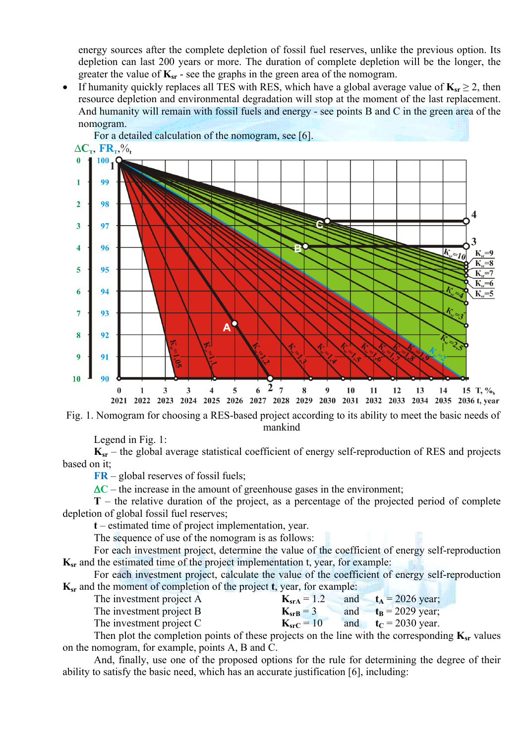energy sources after the complete depletion of fossil fuel reserves, unlike the previous option. Its depletion can last 200 years or more. The duration of complete depletion will be the longer, the greater the value of $\mathbf{K_{sr}}$ - see the graphs in the green area of the nomogram.

- If humanity quickly replaces all TES with RES, which have a global average value of $\mathbf{K_{sr}} \geq 2$, then resource depletion and environmental degradation will stop at the moment of the last replacement. And humanity will remain with fossil fuels and energy - see points B and C in the green area of the nomogram.

For a detailed calculation of the nomogram, see [6].

$\Delta C_T$, $FR_T$,%$_t$

0 100
1 99
2 98
3 97
4 96
5 95
6 94
7 93
8 92
9 91
10 90

0 1 3 3 4 5 6 7 8 9 10 11 12 13 14 15 T, %$_h$
2021 2022 2023 2024 2025 2026 2027 2028 2029 2030 2031 2032 2033 2034 2035 2036 t, year

1 2 3 4 A B C

$K_{sr}$=1,05 $K_{sr}$=1,1 $K_{sr}$=1,2 $K_{sr}$=1,3 $K_{sr}$=1,4 $K_{sr}$=1,5 $K_{sr}$=1,6 $K_{sr}$=1,7 $K_{sr}$=1,8 $K_{sr}$=1,9 $K_{sr}$=2 $K_{sr}$=2,5 $K_{sr}$=3 $K_{sr}$=4 $K_{sr}$=5 $K_{sr}$=6 $K_{sr}$=7 $K_{sr}$=8 $K_{sr}$=9 $K_{sr}$=10

Fig. 1. Nomogram for choosing a RES-based project according to its ability to meet the basic needs of mankind

Legend in Fig. 1:

$\mathbf{K_{sr}}$ – the global average statistical coefficient of energy self-reproduction of RES and projects based on it;

**FR** – global reserves of fossil fuels;

**ΔC** – the increase in the amount of greenhouse gases in the environment;

**T** – the relative duration of the project, as a percentage of the projected period of complete depletion of global fossil fuel reserves;

**t** – estimated time of project implementation, year.

The sequence of use of the nomogram is as follows:

For each investment project, determine the value of the coefficient of energy self-reproduction $\mathbf{K_{sr}}$ and the estimated time of the project implementation t, year, for example:

For each investment project, calculate the value of the coefficient of energy self-reproduction $\mathbf{K_{sr}}$ and the moment of completion of the project **t**, year, for example:

| | | | |
|---|---|---|---|
| The investment project A | $\mathbf{K_{srA}}$ = 1.2 | and | $\mathbf{t_A}$ = 2026 year; |
| The investment project B | $\mathbf{K_{srB}}$ = 3 | and | $\mathbf{t_B}$ = 2029 year; |
| The investment project C | $\mathbf{K_{srC}}$ = 10 | and | $\mathbf{t_C}$ = 2030 year. |

Then plot the completion points of these projects on the line with the corresponding $\mathbf{K_{sr}}$ values on the nomogram, for example, points A, B and C.

And, finally, use one of the proposed options for the rule for determining the degree of their ability to satisfy the basic need, which has an accurate justification [6], including: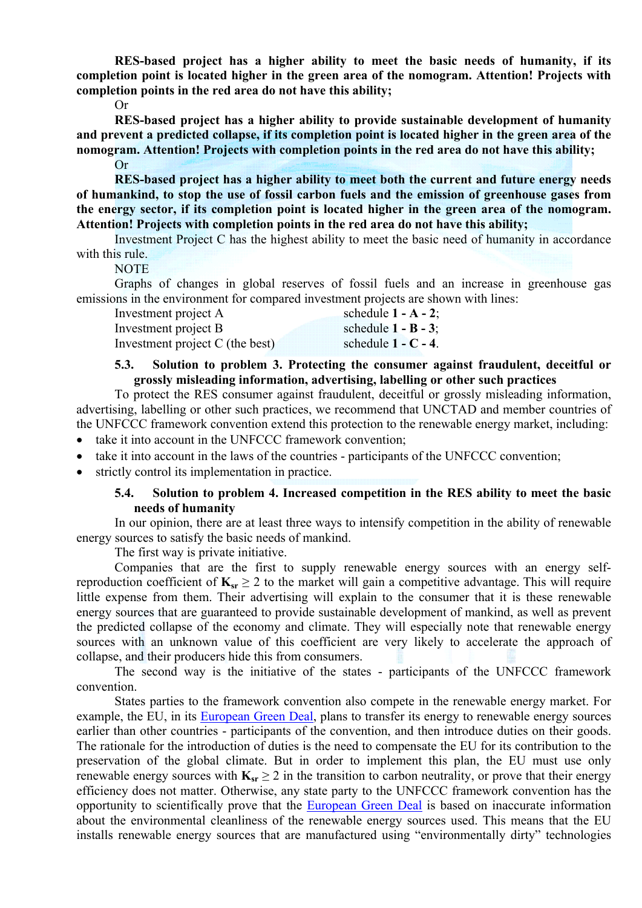**RES-based project has a higher ability to meet the basic needs of humanity, if its completion point is located higher in the green area of the nomogram. Attention! Projects with completion points in the red area do not have this ability;**

Or

**RES-based project has a higher ability to provide sustainable development of humanity and prevent a predicted collapse, if its completion point is located higher in the green area of the nomogram. Attention! Projects with completion points in the red area do not have this ability;**

Or

**RES-based project has a higher ability to meet both the current and future energy needs of humankind, to stop the use of fossil carbon fuels and the emission of greenhouse gases from the energy sector, if its completion point is located higher in the green area of the nomogram. Attention! Projects with completion points in the red area do not have this ability;**

Investment Project C has the highest ability to meet the basic need of humanity in accordance with this rule.

NOTE

Graphs of changes in global reserves of fossil fuels and an increase in greenhouse gas emissions in the environment for compared investment projects are shown with lines:

| | |
|---|---|
| Investment project A | schedule **1 - A - 2**; |
| Investment project B | schedule **1 - B - 3**; |
| Investment project C (the best) | schedule **1 - C - 4**. |

### 5.3. Solution to problem 3. Protecting the consumer against fraudulent, deceitful or grossly misleading information, advertising, labelling or other such practices

To protect the RES consumer against fraudulent, deceitful or grossly misleading information, advertising, labelling or other such practices, we recommend that UNCTAD and member countries of the UNFCCC framework convention extend this protection to the renewable energy market, including:

- take it into account in the UNFCCC framework convention;
- take it into account in the laws of the countries - participants of the UNFCCC convention;
- strictly control its implementation in practice.

### 5.4. Solution to problem 4. Increased competition in the RES ability to meet the basic needs of humanity

In our opinion, there are at least three ways to intensify competition in the ability of renewable energy sources to satisfy the basic needs of mankind.

The first way is private initiative.

Companies that are the first to supply renewable energy sources with an energy self-reproduction coefficient of $\mathbf{K_{sr}} \geq 2$ to the market will gain a competitive advantage. This will require little expense from them. Their advertising will explain to the consumer that it is these renewable energy sources that are guaranteed to provide sustainable development of mankind, as well as prevent the predicted collapse of the economy and climate. They will especially note that renewable energy sources with an unknown value of this coefficient are very likely to accelerate the approach of collapse, and their producers hide this from consumers.

The second way is the initiative of the states - participants of the UNFCCC framework convention.

States parties to the framework convention also compete in the renewable energy market. For example, the EU, in its European Green Deal, plans to transfer its energy to renewable energy sources earlier than other countries - participants of the convention, and then introduce duties on their goods. The rationale for the introduction of duties is the need to compensate the EU for its contribution to the preservation of the global climate. But in order to implement this plan, the EU must use only renewable energy sources with $\mathbf{K_{sr}} \geq 2$ in the transition to carbon neutrality, or prove that their energy efficiency does not matter. Otherwise, any state party to the UNFCCC framework convention has the opportunity to scientifically prove that the European Green Deal is based on inaccurate information about the environmental cleanliness of the renewable energy sources used. This means that the EU installs renewable energy sources that are manufactured using "environmentally dirty" technologies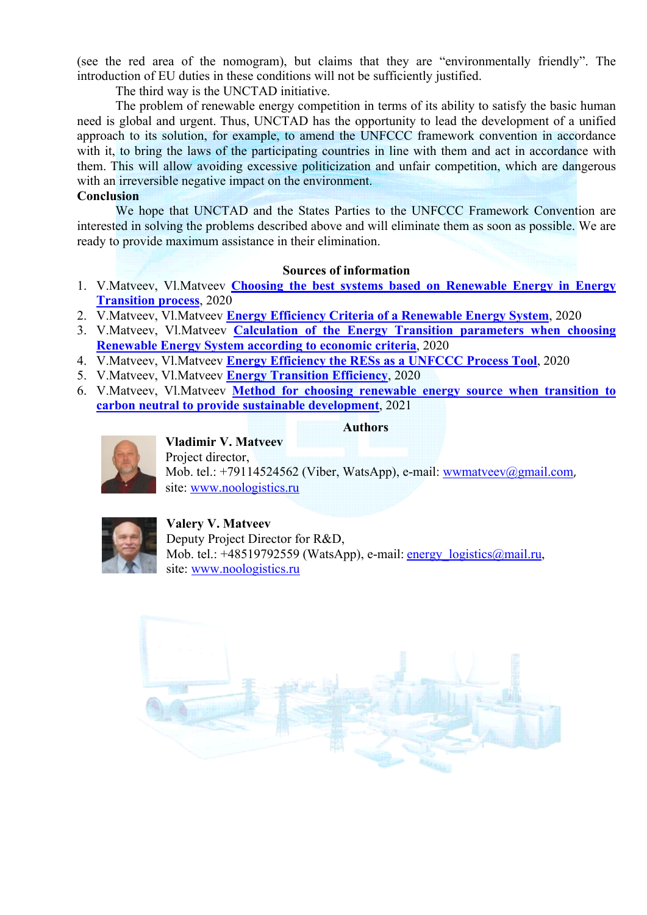(see the red area of the nomogram), but claims that they are "environmentally friendly". The introduction of EU duties in these conditions will not be sufficiently justified.

The third way is the UNCTAD initiative.

The problem of renewable energy competition in terms of its ability to satisfy the basic human need is global and urgent. Thus, UNCTAD has the opportunity to lead the development of a unified approach to its solution, for example, to amend the UNFCCC framework convention in accordance with it, to bring the laws of the participating countries in line with them and act in accordance with them. This will allow avoiding excessive politicization and unfair competition, which are dangerous with an irreversible negative impact on the environment.

**Conclusion**

We hope that UNCTAD and the States Parties to the UNFCCC Framework Convention are interested in solving the problems described above and will eliminate them as soon as possible. We are ready to provide maximum assistance in their elimination.

## Sources of information

1. V.Matveev, Vl.Matveev **Choosing the best systems based on Renewable Energy in Energy Transition process**, 2020
2. V.Matveev, Vl.Matveev **Energy Efficiency Criteria of a Renewable Energy System**, 2020
3. V.Matveev, Vl.Matveev **Calculation of the Energy Transition parameters when choosing Renewable Energy System according to economic criteria**, 2020
4. V.Matveev, Vl.Matveev **Energy Efficiency the RESs as a UNFCCC Process Tool**, 2020
5. V.Matveev, Vl.Matveev **Energy Transition Efficiency**, 2020
6. V.Matveev, Vl.Matveev **Method for choosing renewable energy source when transition to carbon neutral to provide sustainable development**, 2021

## Authors

**Vladimir V. Matveev**
Project director,
Mob. tel.: +79114524562 (Viber, WatsApp), e-mail: wwmatveev@gmail.com,
site: www.noologistics.ru

**Valery V. Matveev**
Deputy Project Director for R&D,
Mob. tel.: +48519792559 (WatsApp), e-mail: energy_logistics@mail.ru,
site: www.noologistics.ru